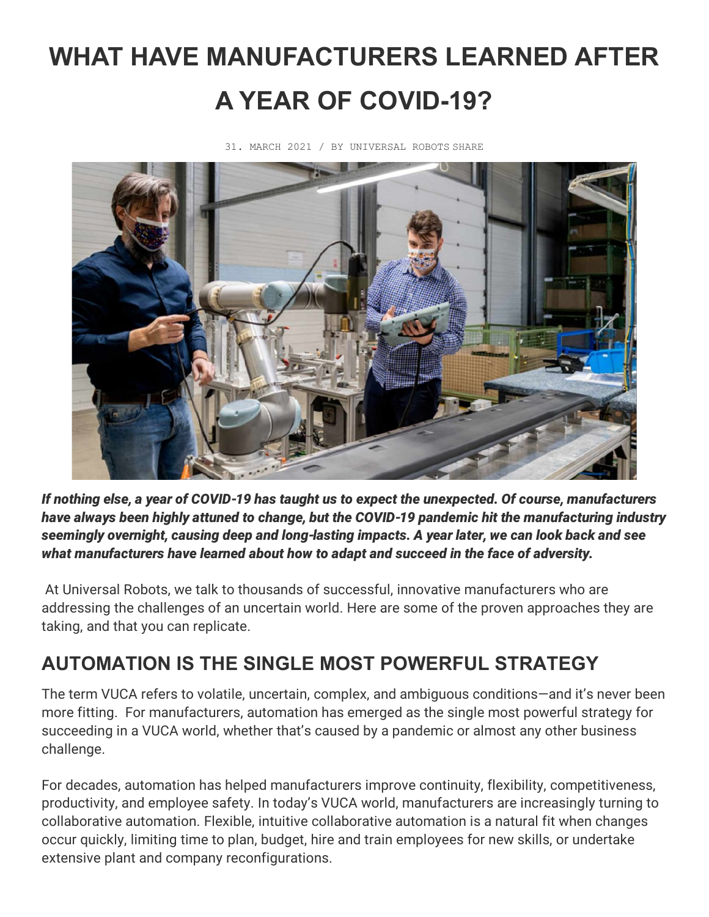# WHAT HAVE MANUFACTURERS LEARNED AFTER A YEAR OF COVID-19?

31. MARCH 2021 / BY UNIVERSAL ROBOTS SHARE

***If nothing else, a year of COVID-19 has taught us to expect the unexpected. Of course, manufacturers have always been highly attuned to change, but the COVID-19 pandemic hit the manufacturing industry seemingly overnight, causing deep and long-lasting impacts. A year later, we can look back and see what manufacturers have learned about how to adapt and succeed in the face of adversity.***

At Universal Robots, we talk to thousands of successful, innovative manufacturers who are addressing the challenges of an uncertain world. Here are some of the proven approaches they are taking, and that you can replicate.

## AUTOMATION IS THE SINGLE MOST POWERFUL STRATEGY

The term VUCA refers to volatile, uncertain, complex, and ambiguous conditions—and it's never been more fitting. For manufacturers, automation has emerged as the single most powerful strategy for succeeding in a VUCA world, whether that's caused by a pandemic or almost any other business challenge.

For decades, automation has helped manufacturers improve continuity, flexibility, competitiveness, productivity, and employee safety. In today's VUCA world, manufacturers are increasingly turning to collaborative automation. Flexible, intuitive collaborative automation is a natural fit when changes occur quickly, limiting time to plan, budget, hire and train employees for new skills, or undertake extensive plant and company reconfigurations.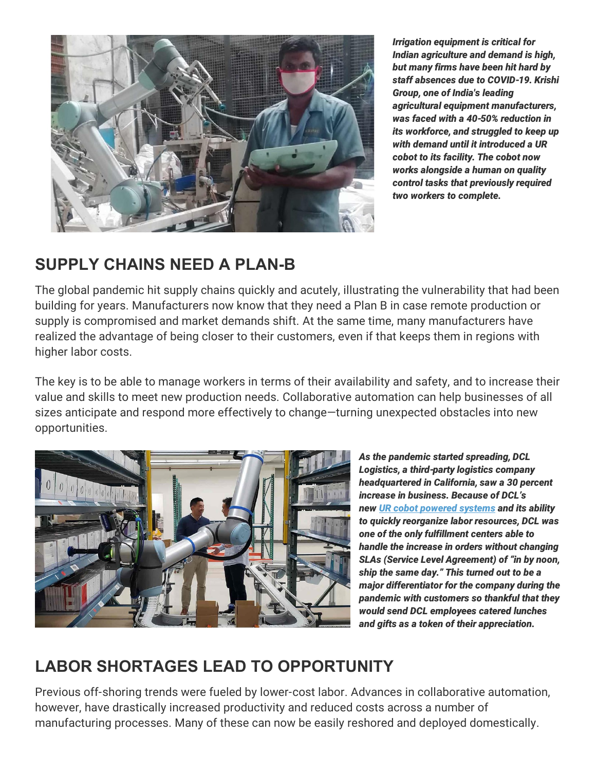***Irrigation equipment is critical for Indian agriculture and demand is high, but many firms have been hit hard by staff absences due to COVID-19. Krishi Group, one of India's leading agricultural equipment manufacturers, was faced with a 40-50% reduction in its workforce, and struggled to keep up with demand until it introduced a UR cobot to its facility. The cobot now works alongside a human on quality control tasks that previously required two workers to complete.***

## SUPPLY CHAINS NEED A PLAN-B

The global pandemic hit supply chains quickly and acutely, illustrating the vulnerability that had been building for years. Manufacturers now know that they need a Plan B in case remote production or supply is compromised and market demands shift. At the same time, many manufacturers have realized the advantage of being closer to their customers, even if that keeps them in regions with higher labor costs.

The key is to be able to manage workers in terms of their availability and safety, and to increase their value and skills to meet new production needs. Collaborative automation can help businesses of all sizes anticipate and respond more effectively to change—turning unexpected obstacles into new opportunities.

***As the pandemic started spreading, DCL Logistics, a third-party logistics company headquartered in California, saw a 30 percent increase in business. Because of DCL's new [UR cobot powered systems](#) and its ability to quickly reorganize labor resources, DCL was one of the only fulfillment centers able to handle the increase in orders without changing SLAs (Service Level Agreement) of "in by noon, ship the same day." This turned out to be a major differentiator for the company during the pandemic with customers so thankful that they would send DCL employees catered lunches and gifts as a token of their appreciation.***

## LABOR SHORTAGES LEAD TO OPPORTUNITY

Previous off-shoring trends were fueled by lower-cost labor. Advances in collaborative automation, however, have drastically increased productivity and reduced costs across a number of manufacturing processes. Many of these can now be easily reshored and deployed domestically.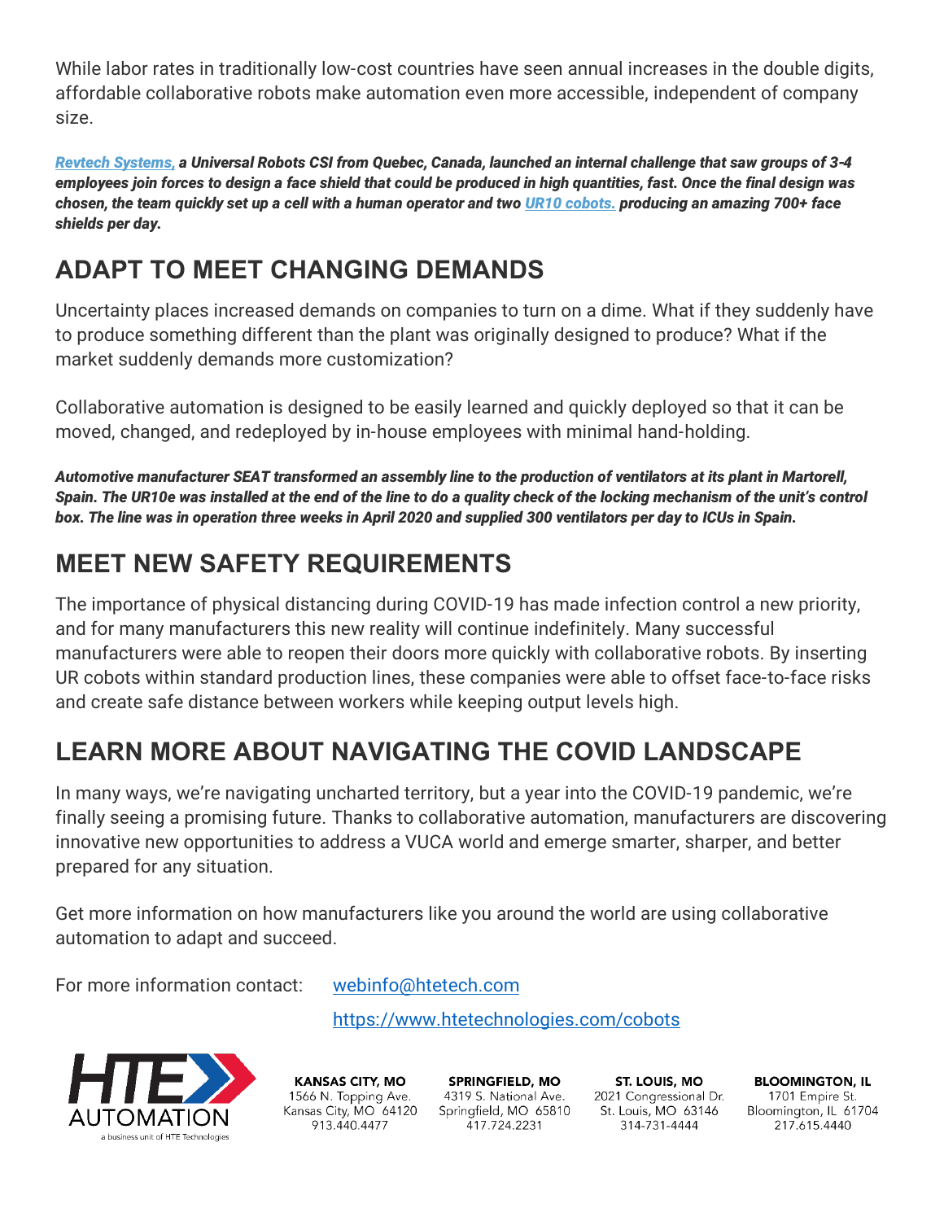While labor rates in traditionally low-cost countries have seen annual increases in the double digits, affordable collaborative robots make automation even more accessible, independent of company size.

***Revtech Systems, a Universal Robots CSI from Quebec, Canada, launched an internal challenge that saw groups of 3-4 employees join forces to design a face shield that could be produced in high quantities, fast. Once the final design was chosen, the team quickly set up a cell with a human operator and two UR10 cobots. producing an amazing 700+ face shields per day.***

## ADAPT TO MEET CHANGING DEMANDS

Uncertainty places increased demands on companies to turn on a dime. What if they suddenly have to produce something different than the plant was originally designed to produce? What if the market suddenly demands more customization?

Collaborative automation is designed to be easily learned and quickly deployed so that it can be moved, changed, and redeployed by in-house employees with minimal hand-holding.

***Automotive manufacturer SEAT transformed an assembly line to the production of ventilators at its plant in Martorell, Spain. The UR10e was installed at the end of the line to do a quality check of the locking mechanism of the unit's control box. The line was in operation three weeks in April 2020 and supplied 300 ventilators per day to ICUs in Spain.***

## MEET NEW SAFETY REQUIREMENTS

The importance of physical distancing during COVID-19 has made infection control a new priority, and for many manufacturers this new reality will continue indefinitely. Many successful manufacturers were able to reopen their doors more quickly with collaborative robots. By inserting UR cobots within standard production lines, these companies were able to offset face-to-face risks and create safe distance between workers while keeping output levels high.

## LEARN MORE ABOUT NAVIGATING THE COVID LANDSCAPE

In many ways, we're navigating uncharted territory, but a year into the COVID-19 pandemic, we're finally seeing a promising future. Thanks to collaborative automation, manufacturers are discovering innovative new opportunities to address a VUCA world and emerge smarter, sharper, and better prepared for any situation.

Get more information on how manufacturers like you around the world are using collaborative automation to adapt and succeed.

For more information contact: webinfo@htetech.com

https://www.htetechnologies.com/cobots

HTE AUTOMATION
a business unit of HTE Technologies

**KANSAS CITY, MO**
1566 N. Topping Ave.
Kansas City, MO 64120
913.440.4477

**SPRINGFIELD, MO**
4319 S. National Ave.
Springfield, MO 65810
417.724.2231

**ST. LOUIS, MO**
2021 Congressional Dr.
St. Louis, MO 63146
314-731-4444

**BLOOMINGTON, IL**
1701 Empire St.
Bloomington, IL 61704
217.615.4440